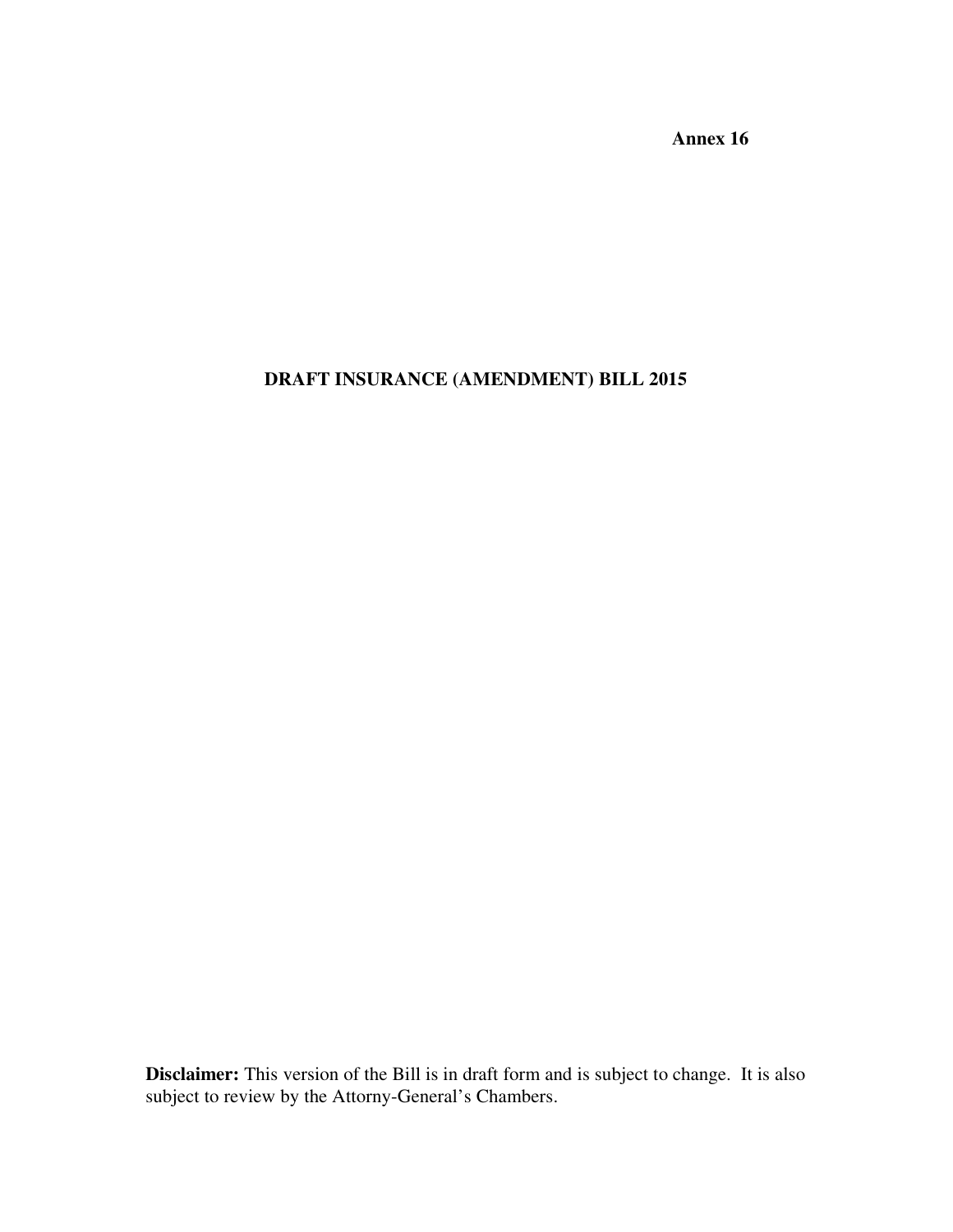**Annex 16**

# DRAFT INSURANCE (AMENDMENT) BILL 2015

**Disclaimer:** This version of the Bill is in draft form and is subject to change. It is also subject to review by the Attorny-General's Chambers.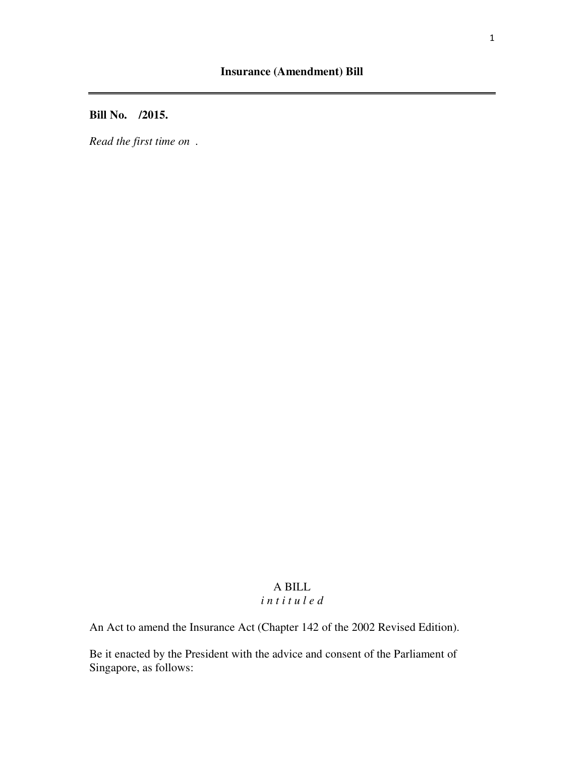# Insurance (Amendment) Bill

**Bill No. /2015.**

*Read the first time on .*

A BILL

*i n t i t u l e d*

An Act to amend the Insurance Act (Chapter 142 of the 2002 Revised Edition).

Be it enacted by the President with the advice and consent of the Parliament of Singapore, as follows: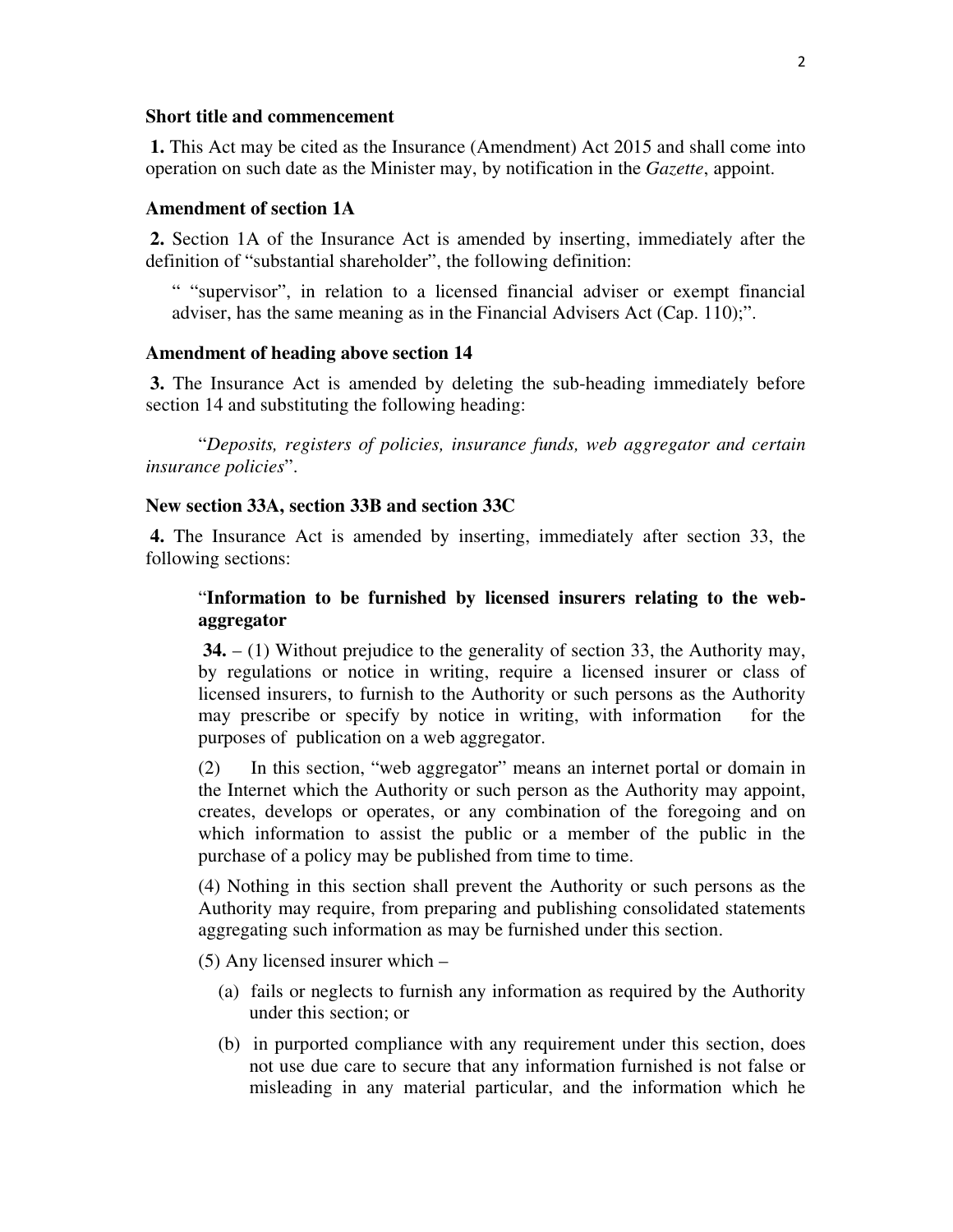**Short title and commencement**

**1.** This Act may be cited as the Insurance (Amendment) Act 2015 and shall come into operation on such date as the Minister may, by notification in the *Gazette*, appoint.

**Amendment of section 1A**

**2.** Section 1A of the Insurance Act is amended by inserting, immediately after the definition of "substantial shareholder", the following definition:

> " "supervisor", in relation to a licensed financial adviser or exempt financial adviser, has the same meaning as in the Financial Advisers Act (Cap. 110);".

**Amendment of heading above section 14**

**3.** The Insurance Act is amended by deleting the sub-heading immediately before section 14 and substituting the following heading:

> "*Deposits, registers of policies, insurance funds, web aggregator and certain insurance policies*".

**New section 33A, section 33B and section 33C**

**4.** The Insurance Act is amended by inserting, immediately after section 33, the following sections:

> "**Information to be furnished by licensed insurers relating to the web-aggregator**
>
> **34.** – (1) Without prejudice to the generality of section 33, the Authority may, by regulations or notice in writing, require a licensed insurer or class of licensed insurers, to furnish to the Authority or such persons as the Authority may prescribe or specify by notice in writing, with information for the purposes of publication on a web aggregator.
>
> (2) In this section, "web aggregator" means an internet portal or domain in the Internet which the Authority or such person as the Authority may appoint, creates, develops or operates, or any combination of the foregoing and on which information to assist the public or a member of the public in the purchase of a policy may be published from time to time.
>
> (4) Nothing in this section shall prevent the Authority or such persons as the Authority may require, from preparing and publishing consolidated statements aggregating such information as may be furnished under this section.
>
> (5) Any licensed insurer which –
>
> (a) fails or neglects to furnish any information as required by the Authority under this section; or
>
> (b) in purported compliance with any requirement under this section, does not use due care to secure that any information furnished is not false or misleading in any material particular, and the information which he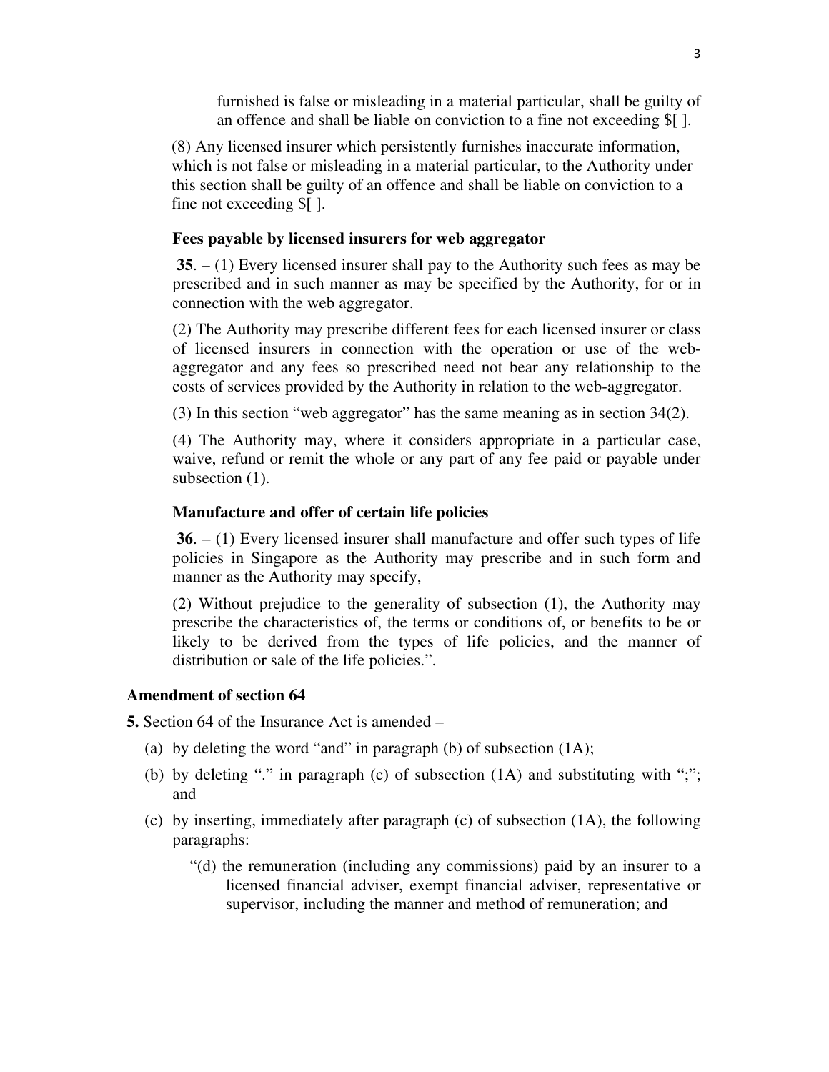furnished is false or misleading in a material particular, shall be guilty of an offence and shall be liable on conviction to a fine not exceeding $[ ].

(8) Any licensed insurer which persistently furnishes inaccurate information, which is not false or misleading in a material particular, to the Authority under this section shall be guilty of an offence and shall be liable on conviction to a fine not exceeding $[ ].

**Fees payable by licensed insurers for web aggregator**

**35**. – (1) Every licensed insurer shall pay to the Authority such fees as may be prescribed and in such manner as may be specified by the Authority, for or in connection with the web aggregator.

(2) The Authority may prescribe different fees for each licensed insurer or class of licensed insurers in connection with the operation or use of the web-aggregator and any fees so prescribed need not bear any relationship to the costs of services provided by the Authority in relation to the web-aggregator.

(3) In this section "web aggregator" has the same meaning as in section 34(2).

(4) The Authority may, where it considers appropriate in a particular case, waive, refund or remit the whole or any part of any fee paid or payable under subsection (1).

**Manufacture and offer of certain life policies**

**36**. – (1) Every licensed insurer shall manufacture and offer such types of life policies in Singapore as the Authority may prescribe and in such form and manner as the Authority may specify,

(2) Without prejudice to the generality of subsection (1), the Authority may prescribe the characteristics of, the terms or conditions of, or benefits to be or likely to be derived from the types of life policies, and the manner of distribution or sale of the life policies.".

**Amendment of section 64**

**5.** Section 64 of the Insurance Act is amended –

(a) by deleting the word "and" in paragraph (b) of subsection (1A);

(b) by deleting "." in paragraph (c) of subsection (1A) and substituting with ";"; and

(c) by inserting, immediately after paragraph (c) of subsection (1A), the following paragraphs:

"(d) the remuneration (including any commissions) paid by an insurer to a licensed financial adviser, exempt financial adviser, representative or supervisor, including the manner and method of remuneration; and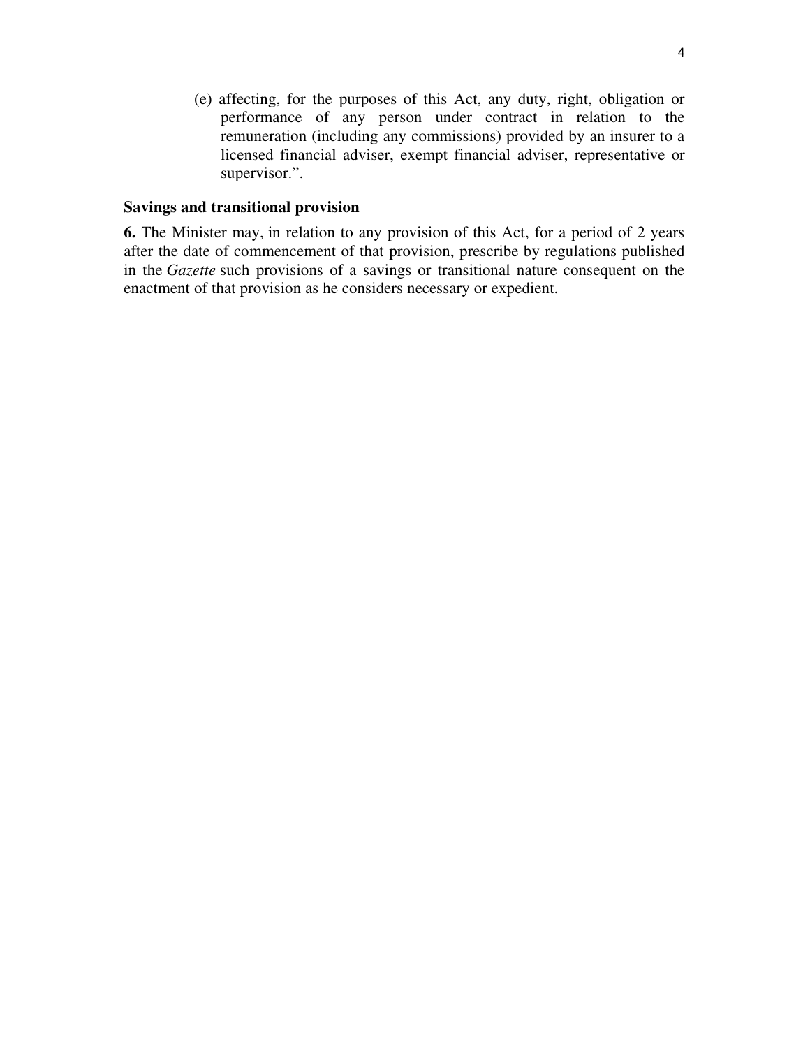(e) affecting, for the purposes of this Act, any duty, right, obligation or performance of any person under contract in relation to the remuneration (including any commissions) provided by an insurer to a licensed financial adviser, exempt financial adviser, representative or supervisor.".

**Savings and transitional provision**

**6.** The Minister may, in relation to any provision of this Act, for a period of 2 years after the date of commencement of that provision, prescribe by regulations published in the *Gazette* such provisions of a savings or transitional nature consequent on the enactment of that provision as he considers necessary or expedient.